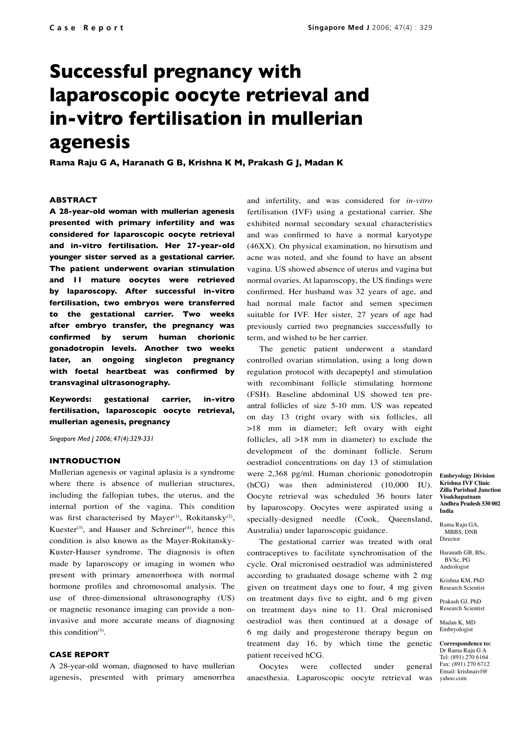# Successful pregnancy with laparoscopic oocyte retrieval and in-vitro fertilisation in mullerian agenesis

**Rama Raju G A, Haranath G B, Krishna K M, Prakash G J, Madan K**

## ABSTRACT

**A 28-year-old woman with mullerian agenesis presented with primary infertility and was considered for laparoscopic oocyte retrieval and in-vitro fertilisation. Her 27-year-old younger sister served as a gestational carrier. The patient underwent ovarian stimulation and 11 mature oocytes were retrieved by laparoscopy. After successful in-vitro fertilisation, two embryos were transferred to the gestational carrier. Two weeks after embryo transfer, the pregnancy was confirmed by serum human chorionic gonadotropin levels. Another two weeks later, an ongoing singleton pregnancy with foetal heartbeat was confirmed by transvaginal ultrasonography.**

**Keywords: gestational carrier, in-vitro fertilisation, laparoscopic oocyte retrieval, mullerian agenesis, pregnancy**

*Singapore Med J 2006; 47(4):329-331*

## INTRODUCTION

Mullerian agenesis or vaginal aplasia is a syndrome where there is absence of mullerian structures, including the fallopian tubes, the uterus, and the internal portion of the vagina. This condition was first characterised by Mayer[1], Rokitansky[2], Kuester[3], and Hauser and Schreiner[4], hence this condition is also known as the Mayer-Rokitansky-Kuster-Hauser syndrome. The diagnosis is often made by laparoscopy or imaging in women who present with primary amenorrhoea with normal hormone profiles and chromosomal analysis. The use of three-dimensional ultrasonography (US) or magnetic resonance imaging can provide a non-invasive and more accurate means of diagnosing this condition[5].

## CASE REPORT

A 28-year-old woman, diagnosed to have mullerian agenesis, presented with primary amenorrhea and infertility, and was considered for *in-vitro* fertilisation (IVF) using a gestational carrier. She exhibited normal secondary sexual characteristics and was confirmed to have a normal karyotype (46XX). On physical examination, no hirsutism and acne was noted, and she found to have an absent vagina. US showed absence of uterus and vagina but normal ovaries. At laparoscopy, the US findings were confirmed. Her husband was 32 years of age, and had normal male factor and semen specimen suitable for IVF. Her sister, 27 years of age had previously carried two pregnancies successfully to term, and wished to be her carrier.

The genetic patient underwent a standard controlled ovarian stimulation, using a long down regulation protocol with decapeptyl and stimulation with recombinant follicle stimulating hormone (FSH). Baseline abdominal US showed ten pre-antral follicles of size 5-10 mm. US was repeated on day 13 (right ovary with six follicles, all >18 mm in diameter; left ovary with eight follicles, all >18 mm in diameter) to exclude the development of the dominant follicle. Serum oestradiol concentrations on day 13 of stimulation were 2,368 pg/ml. Human chorionic gonodotropin (hCG) was then administered (10,000 IU). Oocyte retrieval was scheduled 36 hours later by laparoscopy. Oocytes were aspirated using a specially-designed needle (Cook, Queensland, Australia) under laparoscopic guidance.

The gestational carrier was treated with oral contraceptives to facilitate synchronisation of the cycle. Oral micronised oestradiol was administered according to graduated dosage scheme with 2 mg given on treatment days one to four, 4 mg given on treatment days five to eight, and 6 mg given on treatment days nine to 11. Oral micronised oestradiol was then continued at a dosage of 6 mg daily and progesterone therapy begun on treatment day 16, by which time the genetic patient received hCG.

Oocytes were collected under general anaesthesia. Laparoscopic oocyte retrieval was

**Embryology Division**
**Krishna IVF Clinic**
**Zilla Parishad Junction**
**Visakhapatnam**
**Andhra Pradesh 530 002**
**India**

Rama Raju GA, MBBS, DNB
Director

Haranath GB, BSc, BVSc, PG
Andrologist

Krishna KM, PhD
Research Scientist

Prakash GJ, PhD
Research Scientist

Madan K, MD
Embryologist

**Correspondence to:**
Dr Rama Raju G A
Tel: (891) 270 6164
Fax: (891) 270 6712
Email: krishnaivf@yahoo.com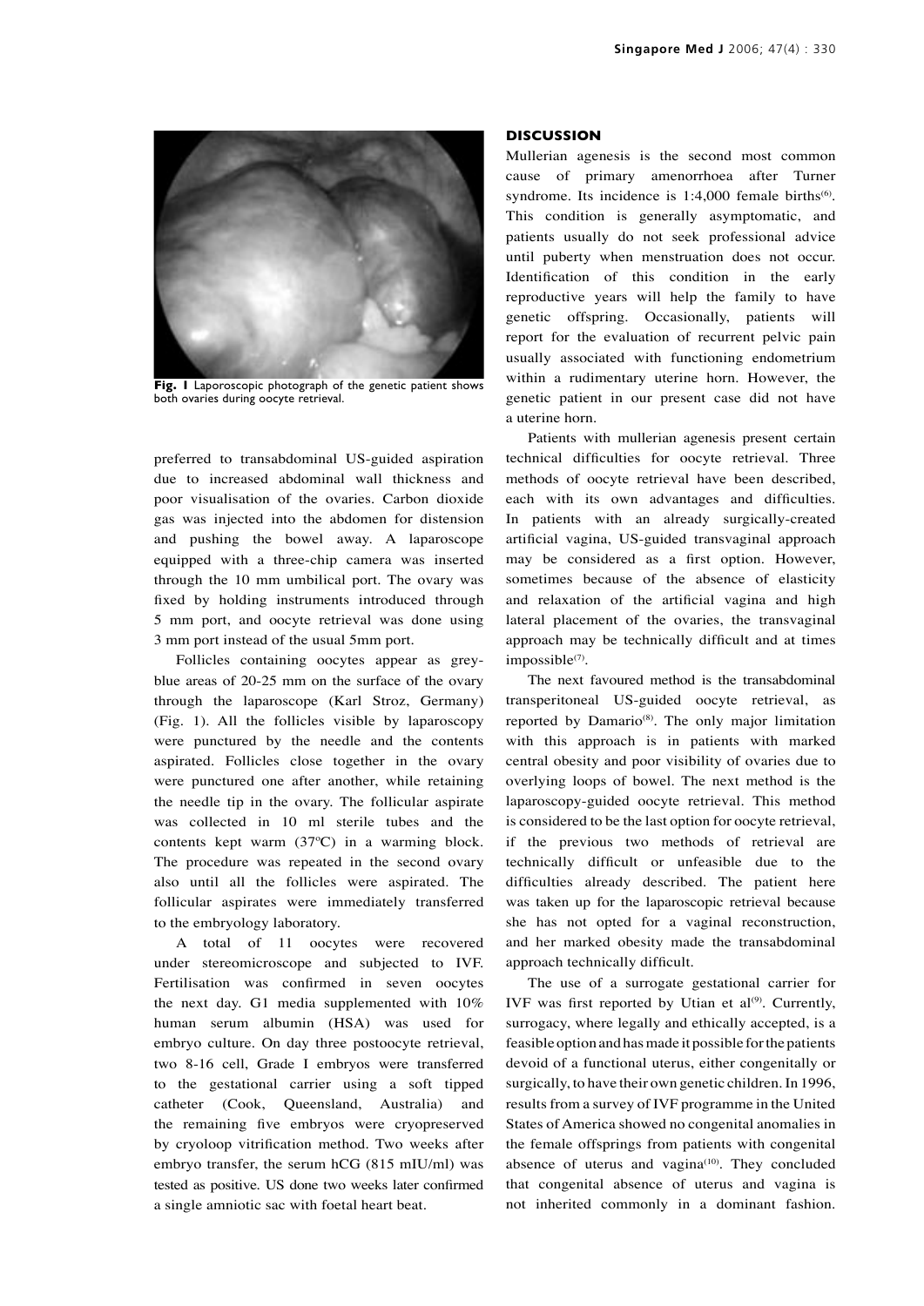**Fig. 1** Laparoscopic photograph of the genetic patient shows both ovaries during oocyte retrieval.

preferred to transabdominal US-guided aspiration due to increased abdominal wall thickness and poor visualisation of the ovaries. Carbon dioxide gas was injected into the abdomen for distension and pushing the bowel away. A laparoscope equipped with a three-chip camera was inserted through the 10 mm umbilical port. The ovary was fixed by holding instruments introduced through 5 mm port, and oocyte retrieval was done using 3 mm port instead of the usual 5mm port.

Follicles containing oocytes appear as grey-blue areas of 20-25 mm on the surface of the ovary through the laparoscope (Karl Stroz, Germany) (Fig. 1). All the follicles visible by laparoscopy were punctured by the needle and the contents aspirated. Follicles close together in the ovary were punctured one after another, while retaining the needle tip in the ovary. The follicular aspirate was collected in 10 ml sterile tubes and the contents kept warm (37ºC) in a warming block. The procedure was repeated in the second ovary also until all the follicles were aspirated. The follicular aspirates were immediately transferred to the embryology laboratory.

A total of 11 oocytes were recovered under stereomicroscope and subjected to IVF. Fertilisation was confirmed in seven oocytes the next day. G1 media supplemented with 10% human serum albumin (HSA) was used for embryo culture. On day three postoocyte retrieval, two 8-16 cell, Grade I embryos were transferred to the gestational carrier using a soft tipped catheter (Cook, Queensland, Australia) and the remaining five embryos were cryopreserved by cryoloop vitrification method. Two weeks after embryo transfer, the serum hCG (815 mIU/ml) was tested as positive. US done two weeks later confirmed a single amniotic sac with foetal heart beat.

## DISCUSSION

Mullerian agenesis is the second most common cause of primary amenorrhoea after Turner syndrome. Its incidence is 1:4,000 female births[6]. This condition is generally asymptomatic, and patients usually do not seek professional advice until puberty when menstruation does not occur. Identification of this condition in the early reproductive years will help the family to have genetic offspring. Occasionally, patients will report for the evaluation of recurrent pelvic pain usually associated with functioning endometrium within a rudimentary uterine horn. However, the genetic patient in our present case did not have a uterine horn.

Patients with mullerian agenesis present certain technical difficulties for oocyte retrieval. Three methods of oocyte retrieval have been described, each with its own advantages and difficulties. In patients with an already surgically-created artificial vagina, US-guided transvaginal approach may be considered as a first option. However, sometimes because of the absence of elasticity and relaxation of the artificial vagina and high lateral placement of the ovaries, the transvaginal approach may be technically difficult and at times impossible[7].

The next favoured method is the transabdominal transperitoneal US-guided oocyte retrieval, as reported by Damario[8]. The only major limitation with this approach is in patients with marked central obesity and poor visibility of ovaries due to overlying loops of bowel. The next method is the laparoscopy-guided oocyte retrieval. This method is considered to be the last option for oocyte retrieval, if the previous two methods of retrieval are technically difficult or unfeasible due to the difficulties already described. The patient here was taken up for the laparoscopic retrieval because she has not opted for a vaginal reconstruction, and her marked obesity made the transabdominal approach technically difficult.

The use of a surrogate gestational carrier for IVF was first reported by Utian et al[9]. Currently, surrogacy, where legally and ethically accepted, is a feasible option and has made it possible for the patients devoid of a functional uterus, either congenitally or surgically, to have their own genetic children. In 1996, results from a survey of IVF programme in the United States of America showed no congenital anomalies in the female offsprings from patients with congenital absence of uterus and vagina[10]. They concluded that congenital absence of uterus and vagina is not inherited commonly in a dominant fashion.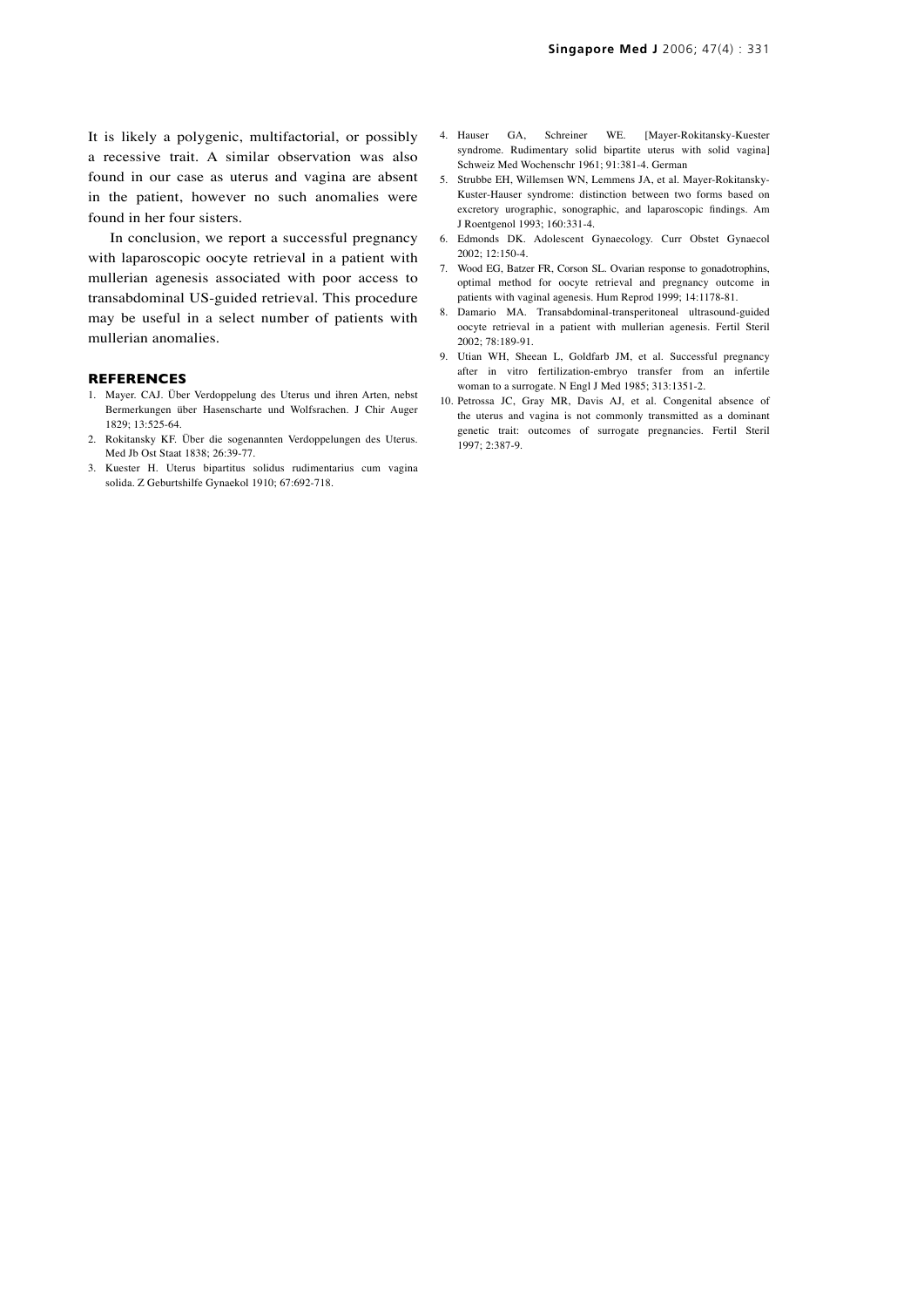It is likely a polygenic, multifactorial, or possibly a recessive trait. A similar observation was also found in our case as uterus and vagina are absent in the patient, however no such anomalies were found in her four sisters.

In conclusion, we report a successful pregnancy with laparoscopic oocyte retrieval in a patient with mullerian agenesis associated with poor access to transabdominal US-guided retrieval. This procedure may be useful in a select number of patients with mullerian anomalies.

## REFERENCES

1. Mayer. CAJ. Über Verdoppelung des Uterus und ihren Arten, nebst Bermerkungen über Hasenscharte und Wolfsrachen. J Chir Auger 1829; 13:525-64.
2. Rokitansky KF. Über die sogenannten Verdoppelungen des Uterus. Med Jb Ost Staat 1838; 26:39-77.
3. Kuester H. Uterus bipartitus solidus rudimentarius cum vagina solida. Z Geburtshilfe Gynaekol 1910; 67:692-718.
4. Hauser GA, Schreiner WE. [Mayer-Rokitansky-Kuester syndrome. Rudimentary solid bipartite uterus with solid vagina] Schweiz Med Wochenschr 1961; 91:381-4. German
5. Strubbe EH, Willemsen WN, Lemmens JA, et al. Mayer-Rokitansky-Kuster-Hauser syndrome: distinction between two forms based on excretory urographic, sonographic, and laparoscopic findings. Am J Roentgenol 1993; 160:331-4.
6. Edmonds DK. Adolescent Gynaecology. Curr Obstet Gynaecol 2002; 12:150-4.
7. Wood EG, Batzer FR, Corson SL. Ovarian response to gonadotrophins, optimal method for oocyte retrieval and pregnancy outcome in patients with vaginal agenesis. Hum Reprod 1999; 14:1178-81.
8. Damario MA. Transabdominal-transperitoneal ultrasound-guided oocyte retrieval in a patient with mullerian agenesis. Fertil Steril 2002; 78:189-91.
9. Utian WH, Sheean L, Goldfarb JM, et al. Successful pregnancy after in vitro fertilization-embryo transfer from an infertile woman to a surrogate. N Engl J Med 1985; 313:1351-2.
10. Petrossa JC, Gray MR, Davis AJ, et al. Congenital absence of the uterus and vagina is not commonly transmitted as a dominant genetic trait: outcomes of surrogate pregnancies. Fertil Steril 1997; 2:387-9.